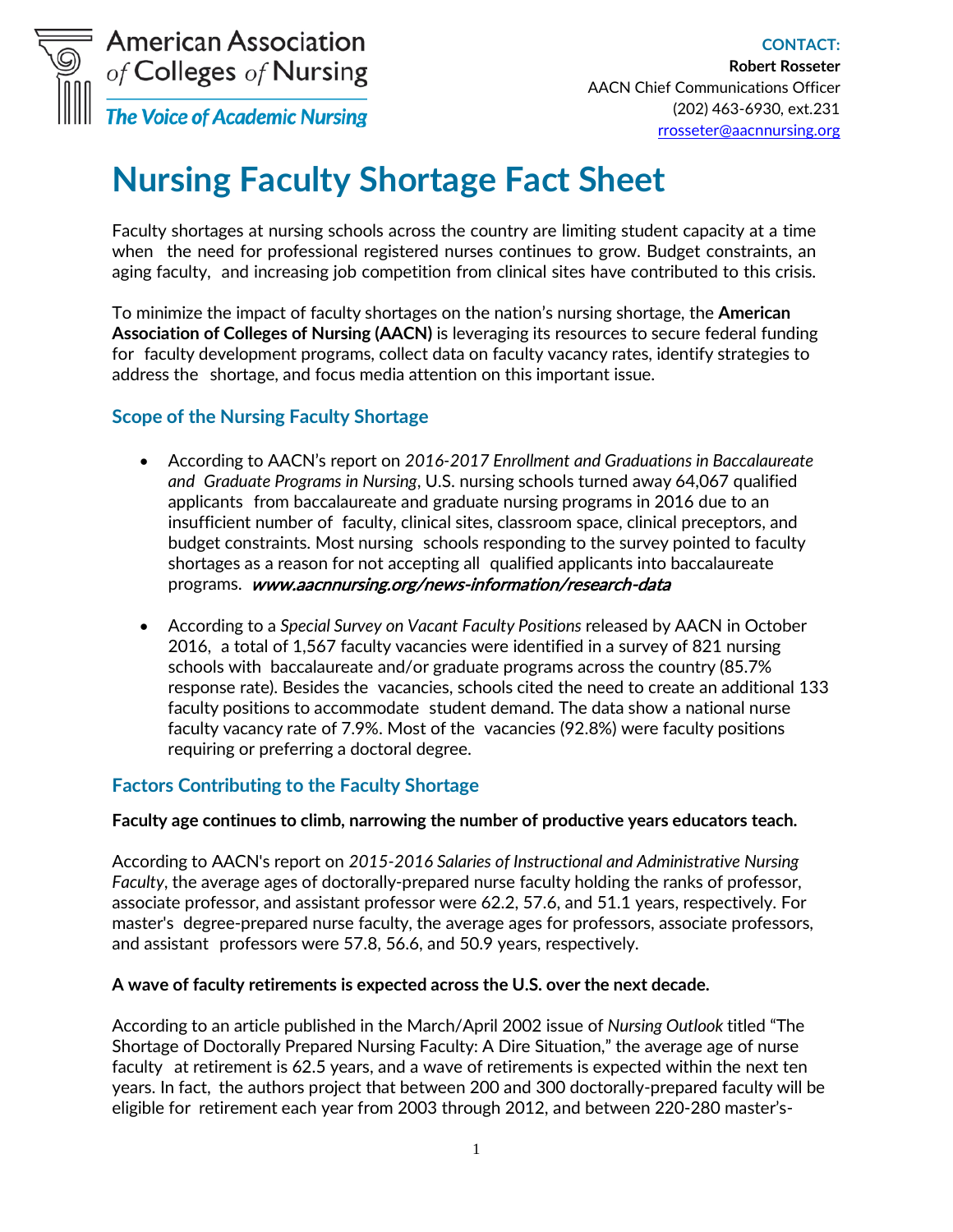American Association of Colleges of Nursing

*The Voice of Academic Nursing*

**CONTACT:**
**Robert Rosseter**
AACN Chief Communications Officer
(202) 463-6930, ext.231
rrosseter@aacnnursing.org

# Nursing Faculty Shortage Fact Sheet

Faculty shortages at nursing schools across the country are limiting student capacity at a time when the need for professional registered nurses continues to grow. Budget constraints, an aging faculty, and increasing job competition from clinical sites have contributed to this crisis.

To minimize the impact of faculty shortages on the nation's nursing shortage, the **American Association of Colleges of Nursing (AACN)** is leveraging its resources to secure federal funding for faculty development programs, collect data on faculty vacancy rates, identify strategies to address the shortage, and focus media attention on this important issue.

## Scope of the Nursing Faculty Shortage

- According to AACN's report on *2016-2017 Enrollment and Graduations in Baccalaureate and Graduate Programs in Nursing*, U.S. nursing schools turned away 64,067 qualified applicants from baccalaureate and graduate nursing programs in 2016 due to an insufficient number of faculty, clinical sites, classroom space, clinical preceptors, and budget constraints. Most nursing schools responding to the survey pointed to faculty shortages as a reason for not accepting all qualified applicants into baccalaureate programs. ***www.aacnnursing.org/news-information/research-data***

- According to a *Special Survey on Vacant Faculty Positions* released by AACN in October 2016, a total of 1,567 faculty vacancies were identified in a survey of 821 nursing schools with baccalaureate and/or graduate programs across the country (85.7% response rate). Besides the vacancies, schools cited the need to create an additional 133 faculty positions to accommodate student demand. The data show a national nurse faculty vacancy rate of 7.9%. Most of the vacancies (92.8%) were faculty positions requiring or preferring a doctoral degree.

## Factors Contributing to the Faculty Shortage

**Faculty age continues to climb, narrowing the number of productive years educators teach.**

According to AACN's report on *2015-2016 Salaries of Instructional and Administrative Nursing Faculty*, the average ages of doctorally-prepared nurse faculty holding the ranks of professor, associate professor, and assistant professor were 62.2, 57.6, and 51.1 years, respectively. For master's degree-prepared nurse faculty, the average ages for professors, associate professors, and assistant professors were 57.8, 56.6, and 50.9 years, respectively.

**A wave of faculty retirements is expected across the U.S. over the next decade.**

According to an article published in the March/April 2002 issue of *Nursing Outlook* titled "The Shortage of Doctorally Prepared Nursing Faculty: A Dire Situation," the average age of nurse faculty at retirement is 62.5 years, and a wave of retirements is expected within the next ten years. In fact, the authors project that between 200 and 300 doctorally-prepared faculty will be eligible for retirement each year from 2003 through 2012, and between 220-280 master's-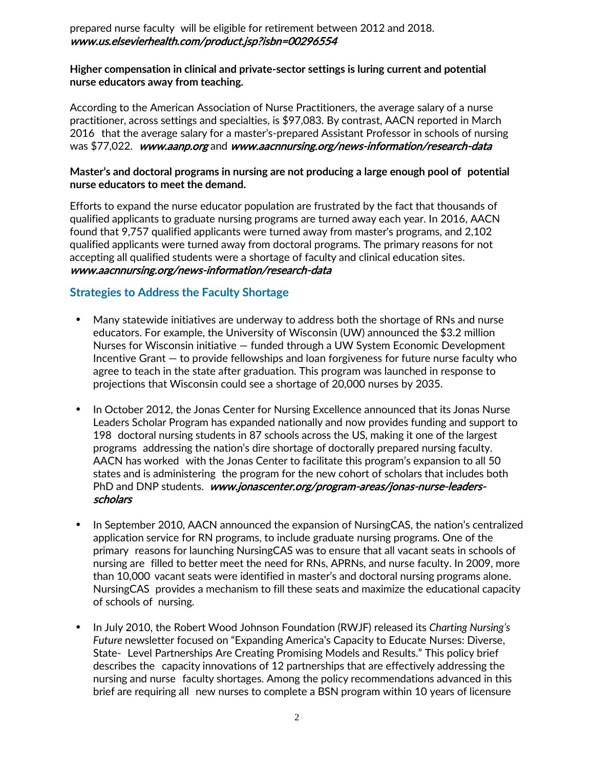prepared nurse faculty will be eligible for retirement between 2012 and 2018. ***www.us.elsevierhealth.com/product.jsp?isbn=00296554***

**Higher compensation in clinical and private-sector settings is luring current and potential nurse educators away from teaching.**

According to the American Association of Nurse Practitioners, the average salary of a nurse practitioner, across settings and specialties, is $97,083. By contrast, AACN reported in March 2016 that the average salary for a master's-prepared Assistant Professor in schools of nursing was $77,022. ***www.aanp.org*** and ***www.aacnnursing.org/news-information/research-data***

**Master's and doctoral programs in nursing are not producing a large enough pool of potential nurse educators to meet the demand.**

Efforts to expand the nurse educator population are frustrated by the fact that thousands of qualified applicants to graduate nursing programs are turned away each year. In 2016, AACN found that 9,757 qualified applicants were turned away from master's programs, and 2,102 qualified applicants were turned away from doctoral programs. The primary reasons for not accepting all qualified students were a shortage of faculty and clinical education sites. ***www.aacnnursing.org/news-information/research-data***

## Strategies to Address the Faculty Shortage

- Many statewide initiatives are underway to address both the shortage of RNs and nurse educators. For example, the University of Wisconsin (UW) announced the $3.2 million Nurses for Wisconsin initiative — funded through a UW System Economic Development Incentive Grant — to provide fellowships and loan forgiveness for future nurse faculty who agree to teach in the state after graduation. This program was launched in response to projections that Wisconsin could see a shortage of 20,000 nurses by 2035.

- In October 2012, the Jonas Center for Nursing Excellence announced that its Jonas Nurse Leaders Scholar Program has expanded nationally and now provides funding and support to 198 doctoral nursing students in 87 schools across the US, making it one of the largest programs addressing the nation's dire shortage of doctorally prepared nursing faculty. AACN has worked with the Jonas Center to facilitate this program's expansion to all 50 states and is administering the program for the new cohort of scholars that includes both PhD and DNP students. ***www.jonascenter.org/program-areas/jonas-nurse-leaders-scholars***

- In September 2010, AACN announced the expansion of NursingCAS, the nation's centralized application service for RN programs, to include graduate nursing programs. One of the primary reasons for launching NursingCAS was to ensure that all vacant seats in schools of nursing are filled to better meet the need for RNs, APRNs, and nurse faculty. In 2009, more than 10,000 vacant seats were identified in master's and doctoral nursing programs alone. NursingCAS provides a mechanism to fill these seats and maximize the educational capacity of schools of nursing.

- In July 2010, the Robert Wood Johnson Foundation (RWJF) released its *Charting Nursing's Future* newsletter focused on "Expanding America's Capacity to Educate Nurses: Diverse, State- Level Partnerships Are Creating Promising Models and Results." This policy brief describes the capacity innovations of 12 partnerships that are effectively addressing the nursing and nurse faculty shortages. Among the policy recommendations advanced in this brief are requiring all new nurses to complete a BSN program within 10 years of licensure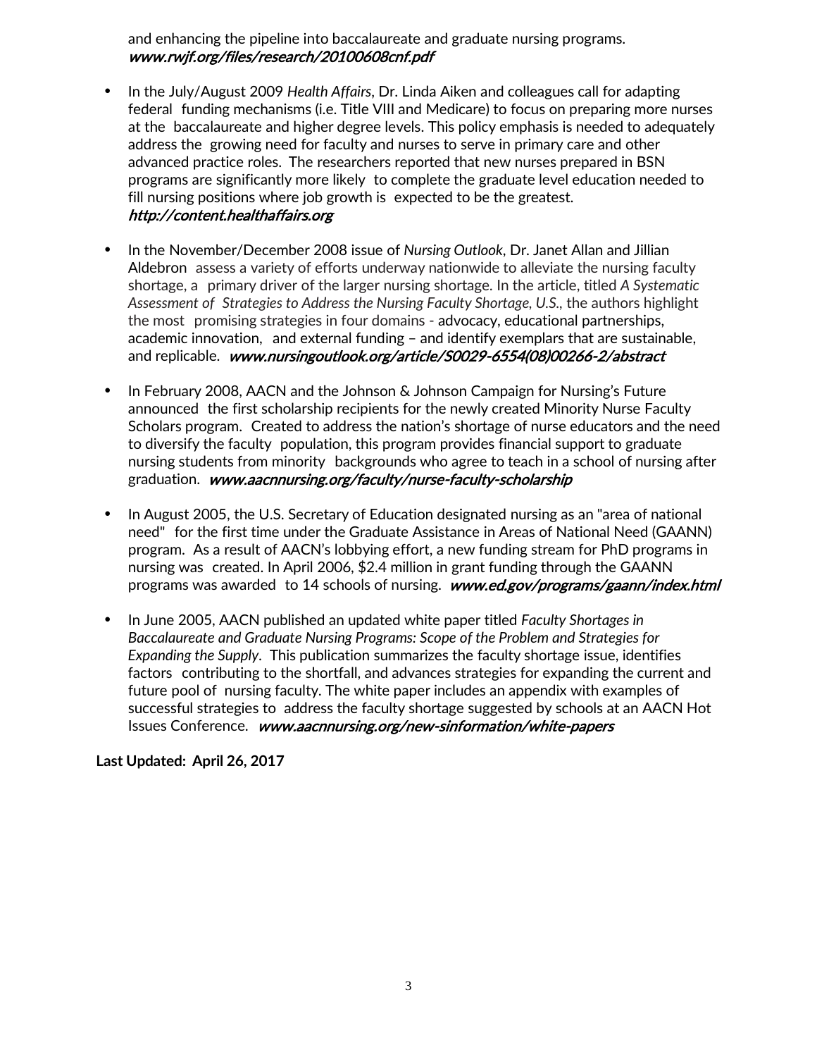and enhancing the pipeline into baccalaureate and graduate nursing programs. ***www.rwjf.org/files/research/20100608cnf.pdf***

- In the July/August 2009 *Health Affairs*, Dr. Linda Aiken and colleagues call for adapting federal funding mechanisms (i.e. Title VIII and Medicare) to focus on preparing more nurses at the baccalaureate and higher degree levels. This policy emphasis is needed to adequately address the growing need for faculty and nurses to serve in primary care and other advanced practice roles. The researchers reported that new nurses prepared in BSN programs are significantly more likely to complete the graduate level education needed to fill nursing positions where job growth is expected to be the greatest. ***http://content.healthaffairs.org***

- In the November/December 2008 issue of *Nursing Outlook*, Dr. Janet Allan and Jillian Aldebron assess a variety of efforts underway nationwide to alleviate the nursing faculty shortage, a primary driver of the larger nursing shortage. In the article, titled *A Systematic Assessment of Strategies to Address the Nursing Faculty Shortage, U.S.*, the authors highlight the most promising strategies in four domains - advocacy, educational partnerships, academic innovation, and external funding – and identify exemplars that are sustainable, and replicable. ***www.nursingoutlook.org/article/S0029-6554(08)00266-2/abstract***

- In February 2008, AACN and the Johnson & Johnson Campaign for Nursing's Future announced the first scholarship recipients for the newly created Minority Nurse Faculty Scholars program. Created to address the nation's shortage of nurse educators and the need to diversify the faculty population, this program provides financial support to graduate nursing students from minority backgrounds who agree to teach in a school of nursing after graduation. ***www.aacnnursing.org/faculty/nurse-faculty-scholarship***

- In August 2005, the U.S. Secretary of Education designated nursing as an "area of national need" for the first time under the Graduate Assistance in Areas of National Need (GAANN) program. As a result of AACN's lobbying effort, a new funding stream for PhD programs in nursing was created. In April 2006, $2.4 million in grant funding through the GAANN programs was awarded to 14 schools of nursing. ***www.ed.gov/programs/gaann/index.html***

- In June 2005, AACN published an updated white paper titled *Faculty Shortages in Baccalaureate and Graduate Nursing Programs: Scope of the Problem and Strategies for Expanding the Supply*. This publication summarizes the faculty shortage issue, identifies factors contributing to the shortfall, and advances strategies for expanding the current and future pool of nursing faculty. The white paper includes an appendix with examples of successful strategies to address the faculty shortage suggested by schools at an AACN Hot Issues Conference. ***www.aacnnursing.org/new-sinformation/white-papers***

**Last Updated: April 26, 2017**